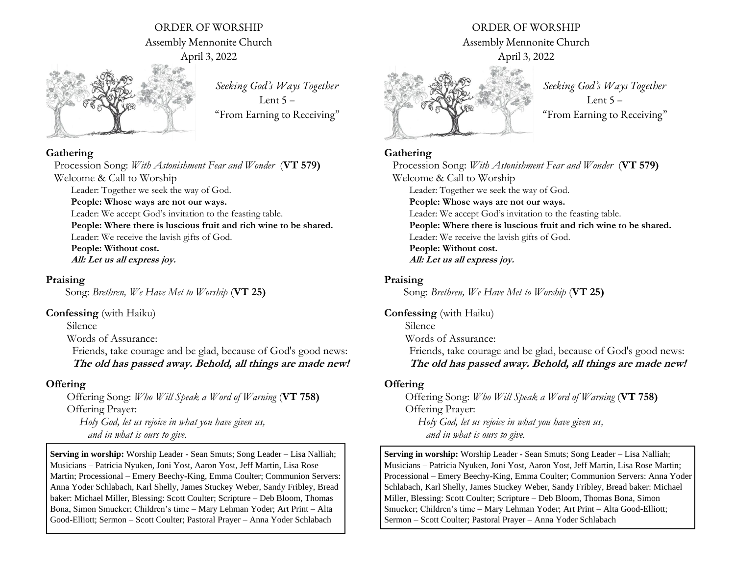ORDER OF WORSHIP
Assembly Mennonite Church
April 3, 2022

*Seeking God's Ways Together*
Lent 5 –
"From Earning to Receiving"

**Gathering**

Procession Song: *With Astonishment Fear and Wonder* (**VT 579)**

Welcome & Call to Worship

Leader: Together we seek the way of God.
**People: Whose ways are not our ways.**
Leader: We accept God's invitation to the feasting table.
**People: Where there is luscious fruit and rich wine to be shared.**
Leader: We receive the lavish gifts of God.
**People: Without cost.**
***All: Let us all express joy.***

**Praising**

Song: *Brethren, We Have Met to Worship* (**VT 25)**

**Confessing** (with Haiku)

Silence

Words of Assurance:

Friends, take courage and be glad, because of God's good news:
***The old has passed away. Behold, all things are made new!***

**Offering**

Offering Song: *Who Will Speak a Word of Warning* (**VT 758)**

Offering Prayer:

*Holy God, let us rejoice in what you have given us,*
*and in what is ours to give.*

**Serving in worship:** Worship Leader - Sean Smuts; Song Leader – Lisa Nalliah; Musicians – Patricia Nyuken, Joni Yost, Aaron Yost, Jeff Martin, Lisa Rose Martin; Processional – Emery Beechy-King, Emma Coulter; Communion Servers: Anna Yoder Schlabach, Karl Shelly, James Stuckey Weber, Sandy Fribley, Bread baker: Michael Miller, Blessing: Scott Coulter; Scripture – Deb Bloom, Thomas Bona, Simon Smucker; Children's time – Mary Lehman Yoder; Art Print – Alta Good-Elliott; Sermon – Scott Coulter; Pastoral Prayer – Anna Yoder Schlabach

ORDER OF WORSHIP
Assembly Mennonite Church
April 3, 2022

*Seeking God's Ways Together*
Lent 5 –
"From Earning to Receiving"

**Gathering**

Procession Song: *With Astonishment Fear and Wonder* (**VT 579)**

Welcome & Call to Worship

Leader: Together we seek the way of God.
**People: Whose ways are not our ways.**
Leader: We accept God's invitation to the feasting table.
**People: Where there is luscious fruit and rich wine to be shared.**
Leader: We receive the lavish gifts of God.
**People: Without cost.**
***All: Let us all express joy.***

**Praising**

Song: *Brethren, We Have Met to Worship* (**VT 25)**

**Confessing** (with Haiku)

Silence

Words of Assurance:

Friends, take courage and be glad, because of God's good news:
***The old has passed away. Behold, all things are made new!***

**Offering**

Offering Song: *Who Will Speak a Word of Warning* (**VT 758)**

Offering Prayer:

*Holy God, let us rejoice in what you have given us,*
*and in what is ours to give.*

**Serving in worship:** Worship Leader - Sean Smuts; Song Leader – Lisa Nalliah; Musicians – Patricia Nyuken, Joni Yost, Aaron Yost, Jeff Martin, Lisa Rose Martin; Processional – Emery Beechy-King, Emma Coulter; Communion Servers: Anna Yoder Schlabach, Karl Shelly, James Stuckey Weber, Sandy Fribley, Bread baker: Michael Miller, Blessing: Scott Coulter; Scripture – Deb Bloom, Thomas Bona, Simon Smucker; Children's time – Mary Lehman Yoder; Art Print – Alta Good-Elliott; Sermon – Scott Coulter; Pastoral Prayer – Anna Yoder Schlabach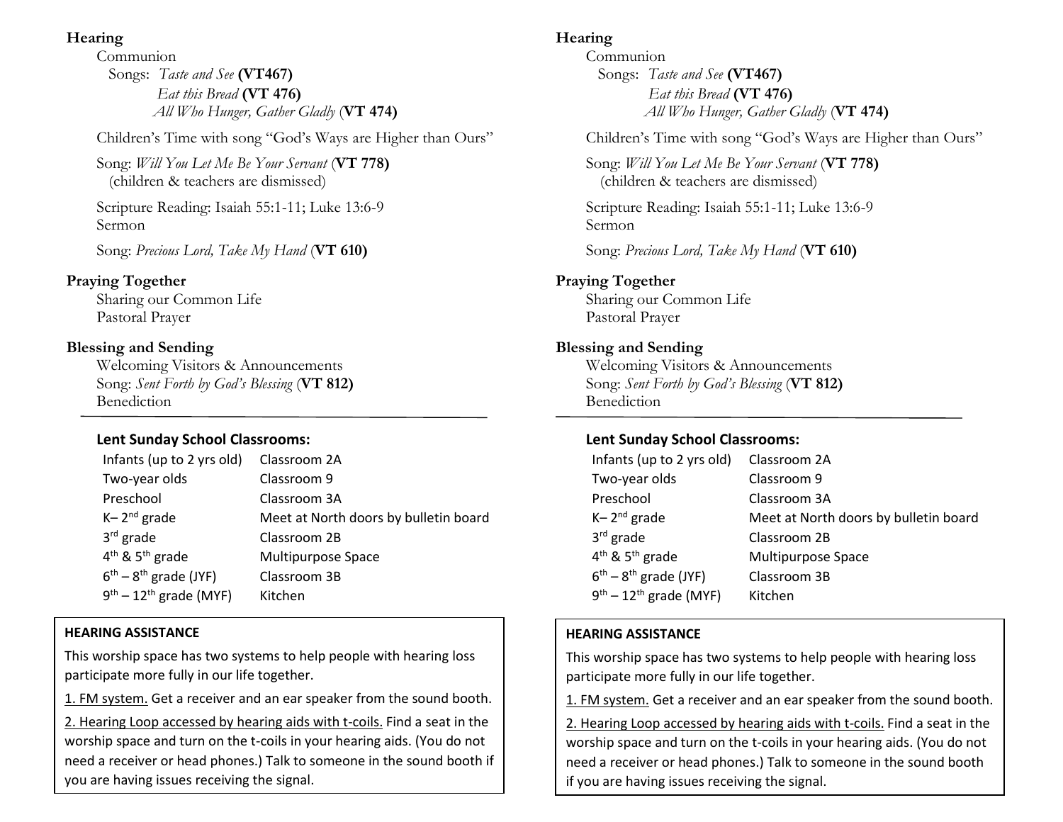**Hearing**

Communion

Songs: *Taste and See* **(VT467)**
*Eat this Bread* **(VT 476)**
*All Who Hunger, Gather Gladly* (**VT 474)**

Children's Time with song "God's Ways are Higher than Ours"

Song: *Will You Let Me Be Your Servant* (**VT 778)**
(children & teachers are dismissed)

Scripture Reading: Isaiah 55:1-11; Luke 13:6-9
Sermon

Song: *Precious Lord, Take My Hand* (**VT 610)**

**Praying Together**

Sharing our Common Life
Pastoral Prayer

**Blessing and Sending**

Welcoming Visitors & Announcements
Song: *Sent Forth by God's Blessing* (**VT 812)**
Benediction

---

**Lent Sunday School Classrooms:**

| | |
|---|---|
| Infants (up to 2 yrs old) | Classroom 2A |
| Two-year olds | Classroom 9 |
| Preschool | Classroom 3A |
| K– 2nd grade | Meet at North doors by bulletin board |
| 3rd grade | Classroom 2B |
| 4th & 5th grade | Multipurpose Space |
| 6th – 8th grade (JYF) | Classroom 3B |
| 9th – 12th grade (MYF) | Kitchen |

**HEARING ASSISTANCE**

This worship space has two systems to help people with hearing loss participate more fully in our life together.

1. FM system. Get a receiver and an ear speaker from the sound booth.

2. Hearing Loop accessed by hearing aids with t-coils. Find a seat in the worship space and turn on the t-coils in your hearing aids. (You do not need a receiver or head phones.) Talk to someone in the sound booth if you are having issues receiving the signal.

**Hearing**

Communion

Songs: *Taste and See* **(VT467)**
*Eat this Bread* **(VT 476)**
*All Who Hunger, Gather Gladly* (**VT 474)**

Children's Time with song "God's Ways are Higher than Ours"

Song: *Will You Let Me Be Your Servant* (**VT 778)**
(children & teachers are dismissed)

Scripture Reading: Isaiah 55:1-11; Luke 13:6-9
Sermon

Song: *Precious Lord, Take My Hand* (**VT 610)**

**Praying Together**

Sharing our Common Life
Pastoral Prayer

**Blessing and Sending**

Welcoming Visitors & Announcements
Song: *Sent Forth by God's Blessing* (**VT 812)**
Benediction

---

**Lent Sunday School Classrooms:**

| | |
|---|---|
| Infants (up to 2 yrs old) | Classroom 2A |
| Two-year olds | Classroom 9 |
| Preschool | Classroom 3A |
| K– 2nd grade | Meet at North doors by bulletin board |
| 3rd grade | Classroom 2B |
| 4th & 5th grade | Multipurpose Space |
| 6th – 8th grade (JYF) | Classroom 3B |
| 9th – 12th grade (MYF) | Kitchen |

**HEARING ASSISTANCE**

This worship space has two systems to help people with hearing loss participate more fully in our life together.

1. FM system. Get a receiver and an ear speaker from the sound booth.

2. Hearing Loop accessed by hearing aids with t-coils. Find a seat in the worship space and turn on the t-coils in your hearing aids. (You do not need a receiver or head phones.) Talk to someone in the sound booth if you are having issues receiving the signal.